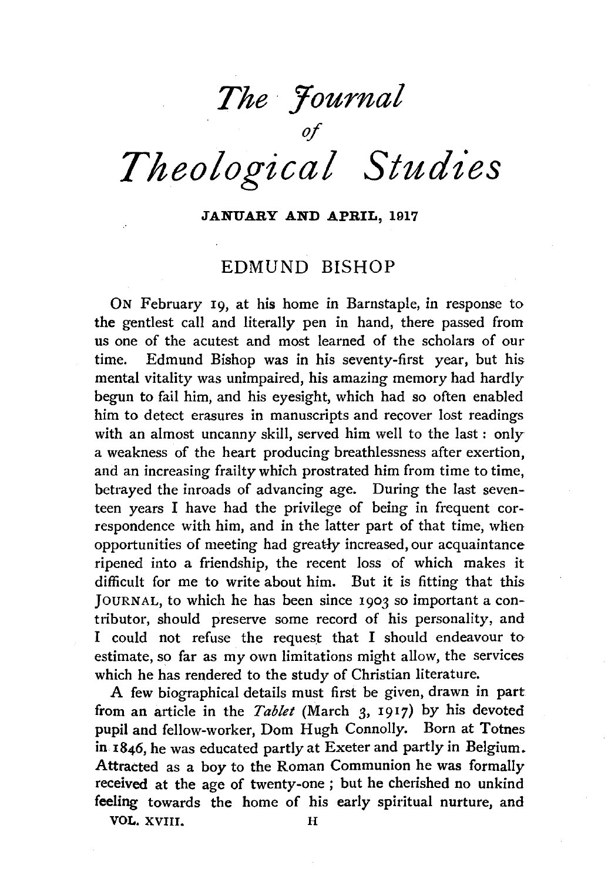# *The Journal of Theological Studies*

**JANUARY AND APRIL, 1917**

## EDMUND BISHOP

ON February 19, at his home in Barnstaple, in response to the gentlest call and literally pen in hand, there passed from us one of the acutest and most learned of the scholars of our time. Edmund Bishop was in his seventy-first year, but his mental vitality was unimpaired, his amazing memory had hardly begun to fail him, and his eyesight, which had so often enabled him to detect erasures in manuscripts and recover lost readings with an almost uncanny skill, served him well to the last: only a weakness of the heart producing breathlessness after exertion, and an increasing frailty which prostrated him from time to time, betrayed the inroads of advancing age. During the last seventeen years I have had the privilege of being in frequent correspondence with him, and in the latter part of that time, when opportunities of meeting had greatly increased, our acquaintance ripened into a friendship, the recent loss of which makes it difficult for me to write about him. But it is fitting that this JOURNAL, to which he has been since 1903 so important a contributor, should preserve some record of his personality, and I could not refuse the request that I should endeavour to estimate, so far as my own limitations might allow, the services which he has rendered to the study of Christian literature.

A few biographical details must first be given, drawn in part from an article in the *Tablet* (March 3, 1917) by his devoted pupil and fellow-worker, Dom Hugh Connolly. Born at Totnes in 1846, he was educated partly at Exeter and partly in Belgium. Attracted as a boy to the Roman Communion he was formally received at the age of twenty-one; but he cherished no unkind feeling towards the home of his early spiritual nurture, and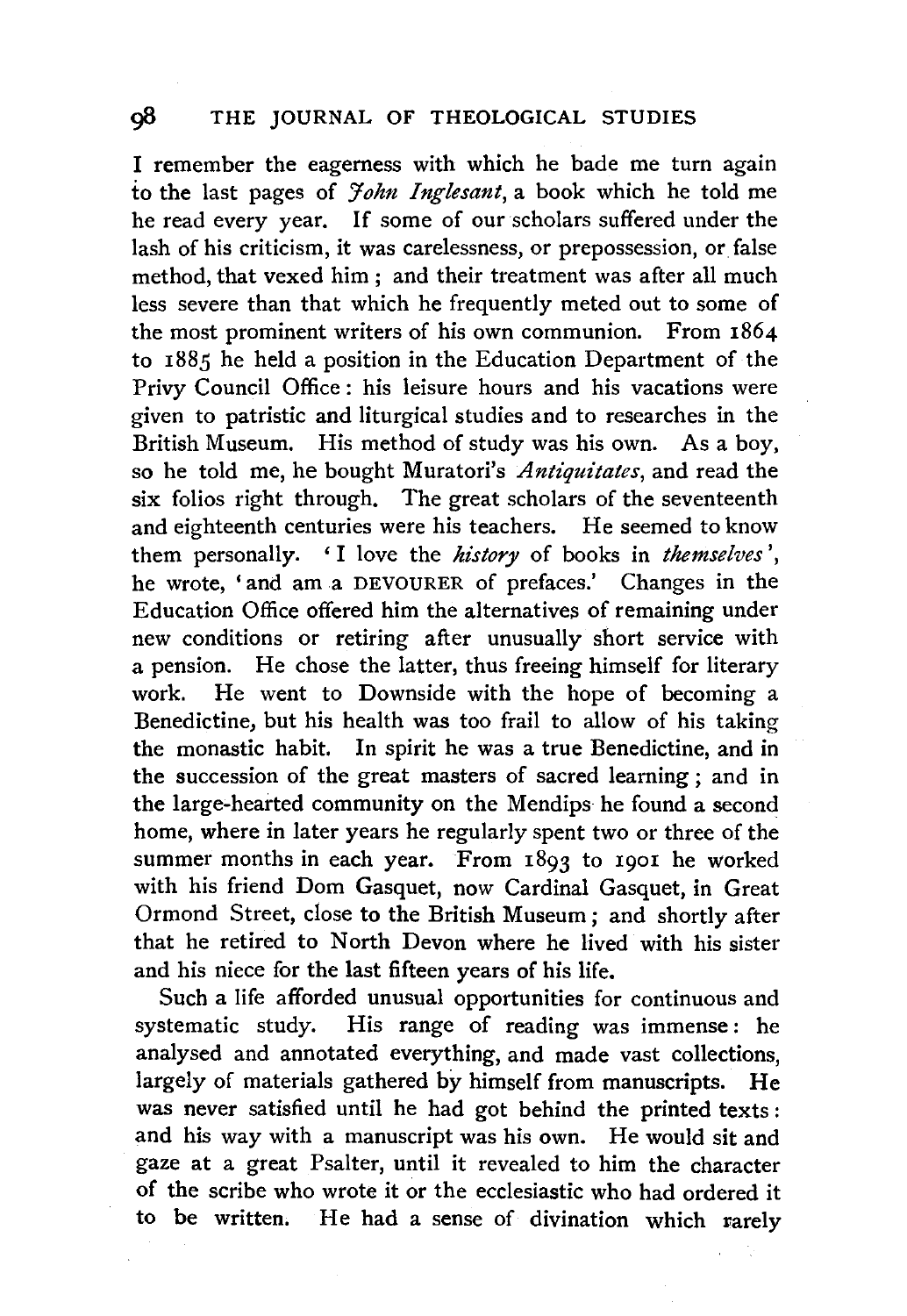I remember the eagerness with which he bade me turn again to the last pages of *John Inglesant*, a book which he told me he read every year. If some of our scholars suffered under the lash of his criticism, it was carelessness, or prepossession, or false method, that vexed him; and their treatment was after all much less severe than that which he frequently meted out to some of the most prominent writers of his own communion. From 1864 to 1885 he held a position in the Education Department of the Privy Council Office: his leisure hours and his vacations were given to patristic and liturgical studies and to researches in the British Museum. His method of study was his own. As a boy, so he told me, he bought Muratori's *Antiquitates*, and read the six folios right through. The great scholars of the seventeenth and eighteenth centuries were his teachers. He seemed to know them personally. 'I love the *history* of books in *themselves*', he wrote, 'and am a DEVOURER of prefaces.' Changes in the Education Office offered him the alternatives of remaining under new conditions or retiring after unusually short service with a pension. He chose the latter, thus freeing himself for literary work. He went to Downside with the hope of becoming a Benedictine, but his health was too frail to allow of his taking the monastic habit. In spirit he was a true Benedictine, and in the succession of the great masters of sacred learning; and in the large-hearted community on the Mendips he found a second home, where in later years he regularly spent two or three of the summer months in each year. From 1893 to 1901 he worked with his friend Dom Gasquet, now Cardinal Gasquet, in Great Ormond Street, close to the British Museum; and shortly after that he retired to North Devon where he lived with his sister and his niece for the last fifteen years of his life.

Such a life afforded unusual opportunities for continuous and systematic study. His range of reading was immense: he analysed and annotated everything, and made vast collections, largely of materials gathered by himself from manuscripts. He was never satisfied until he had got behind the printed texts: and his way with a manuscript was his own. He would sit and gaze at a great Psalter, until it revealed to him the character of the scribe who wrote it or the ecclesiastic who had ordered it to be written. He had a sense of divination which rarely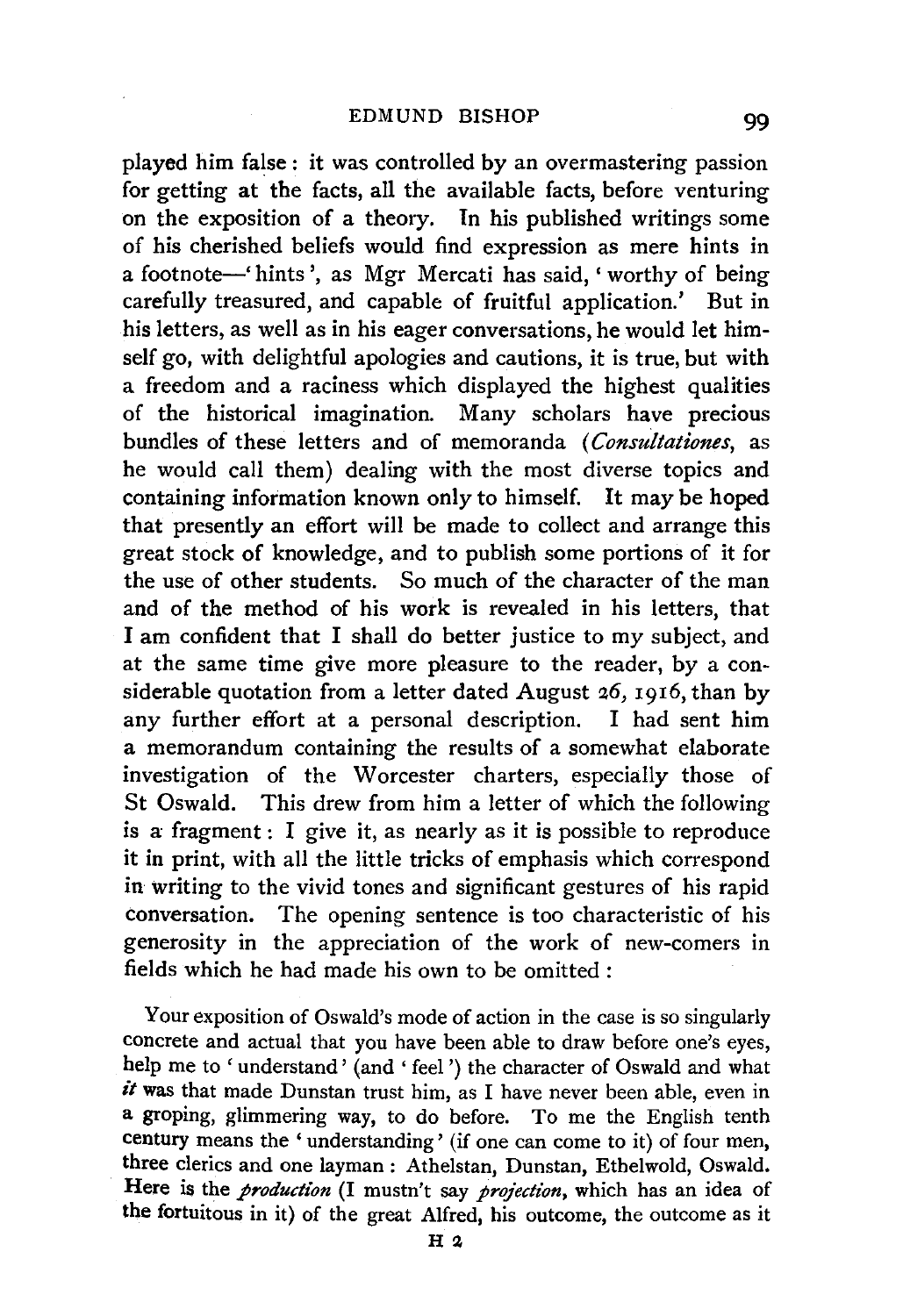played him false: it was controlled by an overmastering passion for getting at the facts, all the available facts, before venturing on the exposition of a theory. In his published writings some of his cherished beliefs would find expression as mere hints in a footnote—'hints', as Mgr Mercati has said, 'worthy of being carefully treasured, and capable of fruitful application.' But in his letters, as well as in his eager conversations, he would let himself go, with delightful apologies and cautions, it is true, but with a freedom and a raciness which displayed the highest qualities of the historical imagination. Many scholars have precious bundles of these letters and of memoranda (*Consultationes*, as he would call them) dealing with the most diverse topics and containing information known only to himself. It may be hoped that presently an effort will be made to collect and arrange this great stock of knowledge, and to publish some portions of it for the use of other students. So much of the character of the man and of the method of his work is revealed in his letters, that I am confident that I shall do better justice to my subject, and at the same time give more pleasure to the reader, by a considerable quotation from a letter dated August 26, 1916, than by any further effort at a personal description. I had sent him a memorandum containing the results of a somewhat elaborate investigation of the Worcester charters, especially those of St Oswald. This drew from him a letter of which the following is a fragment: I give it, as nearly as it is possible to reproduce it in print, with all the little tricks of emphasis which correspond in writing to the vivid tones and significant gestures of his rapid conversation. The opening sentence is too characteristic of his generosity in the appreciation of the work of new-comers in fields which he had made his own to be omitted:

Your exposition of Oswald's mode of action in the case is so singularly concrete and actual that you have been able to draw before one's eyes, help me to 'understand' (and 'feel') the character of Oswald and what *it* was that made Dunstan trust him, as I have never been able, even in a groping, glimmering way, to do before. To me the English tenth century means the 'understanding' (if one can come to it) of four men, three clerics and one layman: Athelstan, Dunstan, Ethelwold, Oswald. Here is the *production* (I mustn't say *projection*, which has an idea of the fortuitous in it) of the great Alfred, his outcome, the outcome as it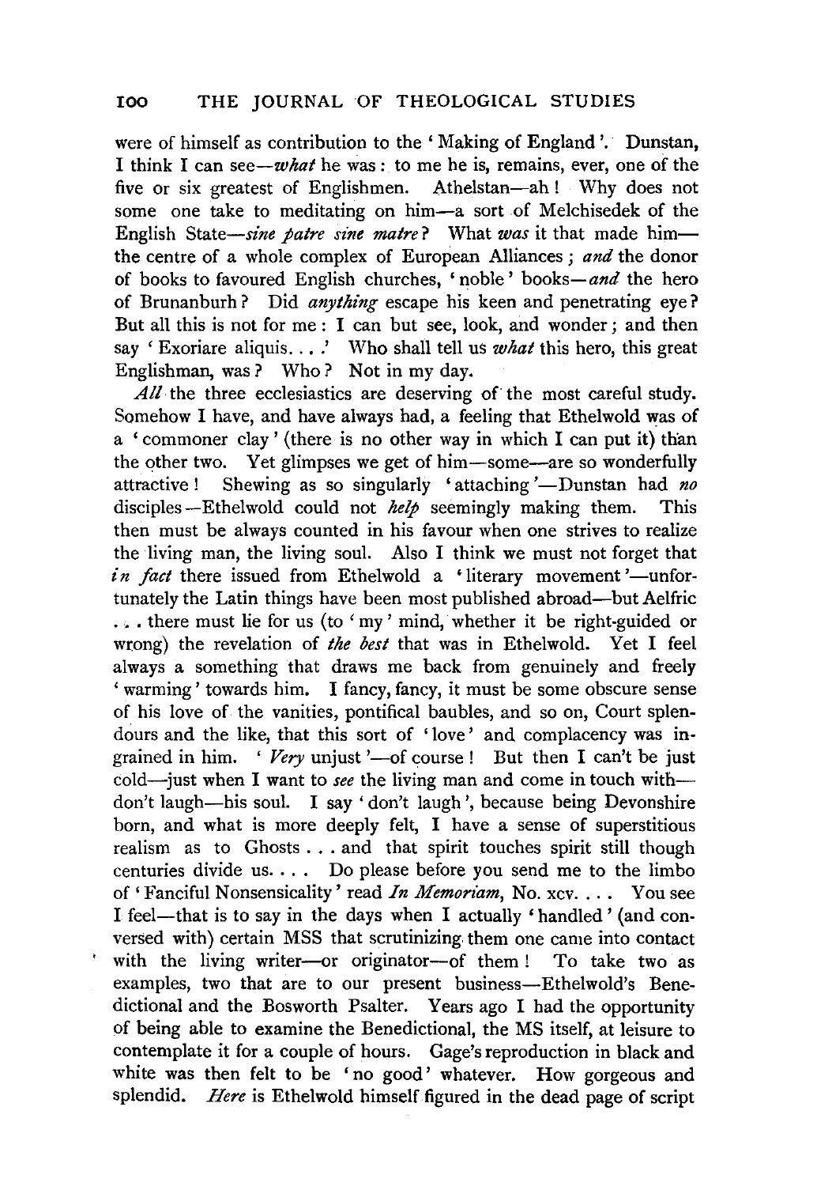were of himself as contribution to the 'Making of England'. Dunstan, I think I can see—*what* he was: to me he is, remains, ever, one of the five or six greatest of Englishmen. Athelstan—ah! Why does not some one take to meditating on him—a sort of Melchisedek of the English State—*sine patre sine matre*? What *was* it that made him—the centre of a whole complex of European Alliances; *and* the donor of books to favoured English churches, 'noble' books—*and* the hero of Brunanburh? Did *anything* escape his keen and penetrating eye? But all this is not for me: I can but see, look, and wonder; and then say 'Exoriare aliquis....' Who shall tell us *what* this hero, this great Englishman, was? Who? Not in my day.

*All* the three ecclesiastics are deserving of the most careful study. Somehow I have, and have always had, a feeling that Ethelwold was of a 'commoner clay' (there is no other way in which I can put it) than the other two. Yet glimpses we get of him—some—are so wonderfully attractive! Shewing as so singularly 'attaching'—Dunstan had *no* disciples—Ethelwold could not *help* seemingly making them. This then must be always counted in his favour when one strives to realize the living man, the living soul. Also I think we must not forget that *in fact* there issued from Ethelwold a 'literary movement'—unfortunately the Latin things have been most published abroad—but Aelfric ... there must lie for us (to 'my' mind, whether it be right-guided or wrong) the revelation of *the best* that was in Ethelwold. Yet I feel always a something that draws me back from genuinely and freely 'warming' towards him. I fancy, fancy, it must be some obscure sense of his love of the vanities, pontifical baubles, and so on, Court splendours and the like, that this sort of 'love' and complacency was ingrained in him. '*Very* unjust'—of course! But then I can't be just cold—just when I want to *see* the living man and come in touch with—don't laugh—his soul. I say 'don't laugh', because being Devonshire born, and what is more deeply felt, I have a sense of superstitious realism as to Ghosts ... and that spirit touches spirit still though centuries divide us.... Do please before you send me to the limbo of 'Fanciful Nonsensicality' read *In Memoriam*, No. xcv.... You see I feel—that is to say in the days when I actually 'handled' (and conversed with) certain MSS that scrutinizing them one came into contact with the living writer—or originator—of them! To take two as examples, two that are to our present business—Ethelwold's Benedictional and the Bosworth Psalter. Years ago I had the opportunity of being able to examine the Benedictional, the MS itself, at leisure to contemplate it for a couple of hours. Gage's reproduction in black and white was then felt to be 'no good' whatever. How gorgeous and splendid. *Here* is Ethelwold himself figured in the dead page of script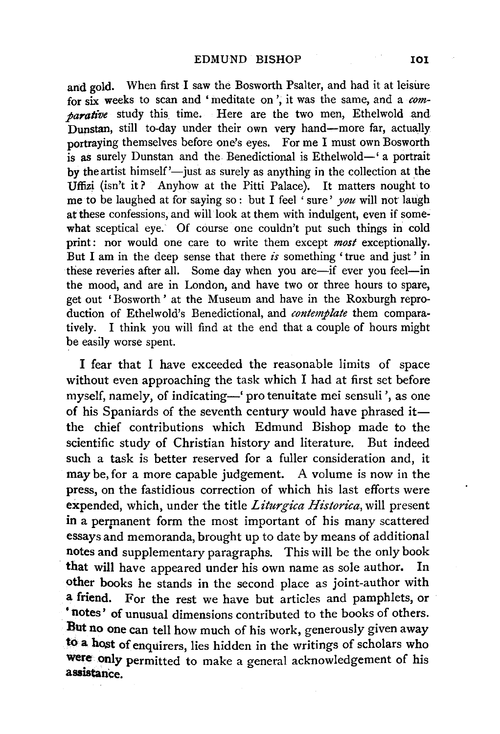and gold. When first I saw the Bosworth Psalter, and had it at leisure for six weeks to scan and 'meditate on', it was the same, and a *comparative* study this time. Here are the two men, Ethelwold and Dunstan, still to-day under their own very hand—more far, actually portraying themselves before one's eyes. For me I must own Bosworth is as surely Dunstan and the Benedictional is Ethelwold—'a portrait by the artist himself'—just as surely as anything in the collection at the Uffizi (isn't it? Anyhow at the Pitti Palace). It matters nought to me to be laughed at for saying so: but I feel 'sure' *you* will not laugh at these confessions, and will look at them with indulgent, even if somewhat sceptical eye. Of course one couldn't put such things in cold print: nor would one care to write them except *most* exceptionally. But I am in the deep sense that there *is* something 'true and just' in these reveries after all. Some day when you are—if ever you feel—in the mood, and are in London, and have two or three hours to spare, get out 'Bosworth' at the Museum and have in the Roxburgh reproduction of Ethelwold's Benedictional, and *contemplate* them comparatively. I think you will find at the end that a couple of hours might be easily worse spent.

I fear that I have exceeded the reasonable limits of space without even approaching the task which I had at first set before myself, namely, of indicating—'pro tenuitate mei sensuli', as one of his Spaniards of the seventh century would have phrased it—the chief contributions which Edmund Bishop made to the scientific study of Christian history and literature. But indeed such a task is better reserved for a fuller consideration and, it may be, for a more capable judgement. A volume is now in the press, on the fastidious correction of which his last efforts were expended, which, under the title *Liturgica Historica*, will present in a permanent form the most important of his many scattered essays and memoranda, brought up to date by means of additional notes and supplementary paragraphs. This will be the only book that will have appeared under his own name as sole author. In other books he stands in the second place as joint-author with a friend. For the rest we have but articles and pamphlets, or 'notes' of unusual dimensions contributed to the books of others. But no one can tell how much of his work, generously given away to a host of enquirers, lies hidden in the writings of scholars who were only permitted to make a general acknowledgement of his assistance.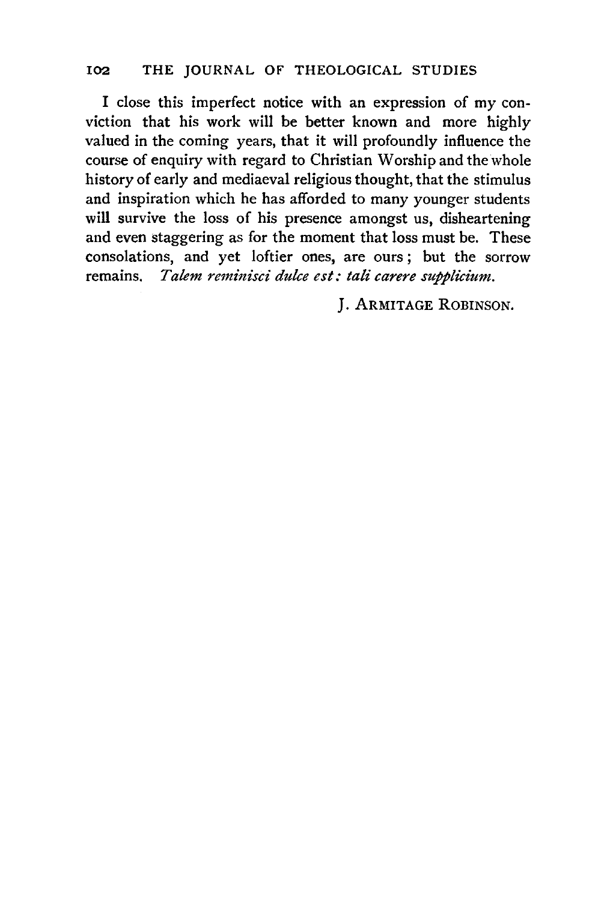I close this imperfect notice with an expression of my conviction that his work will be better known and more highly valued in the coming years, that it will profoundly influence the course of enquiry with regard to Christian Worship and the whole history of early and mediaeval religious thought, that the stimulus and inspiration which he has afforded to many younger students will survive the loss of his presence amongst us, disheartening and even staggering as for the moment that loss must be. These consolations, and yet loftier ones, are ours; but the sorrow remains. *Talem reminisci dulce est: tali carere supplicium.*

J. ARMITAGE ROBINSON.